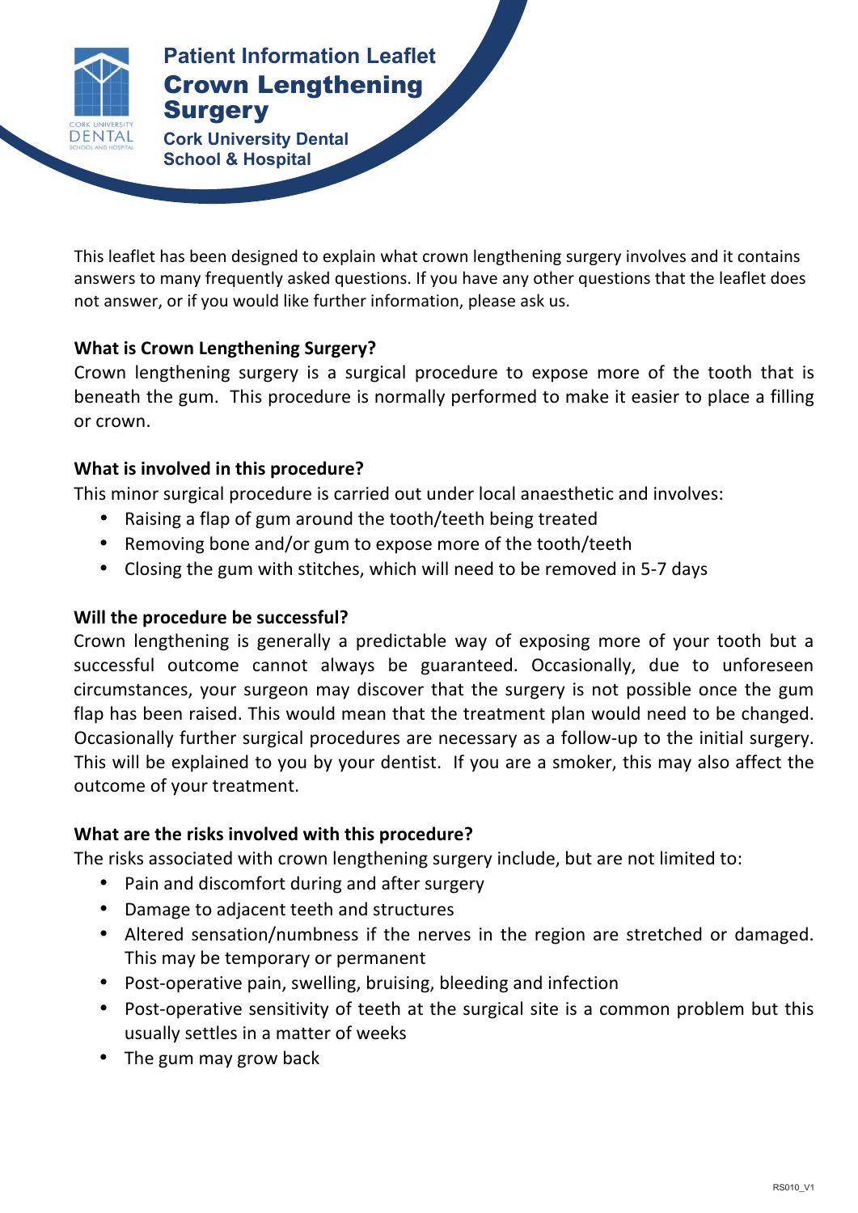Patient Information Leaflet

# Crown Lengthening Surgery

Cork University Dental School & Hospital

This leaflet has been designed to explain what crown lengthening surgery involves and it contains answers to many frequently asked questions. If you have any other questions that the leaflet does not answer, or if you would like further information, please ask us.

**What is Crown Lengthening Surgery?**

Crown lengthening surgery is a surgical procedure to expose more of the tooth that is beneath the gum. This procedure is normally performed to make it easier to place a filling or crown.

**What is involved in this procedure?**

This minor surgical procedure is carried out under local anaesthetic and involves:

- Raising a flap of gum around the tooth/teeth being treated
- Removing bone and/or gum to expose more of the tooth/teeth
- Closing the gum with stitches, which will need to be removed in 5-7 days

**Will the procedure be successful?**

Crown lengthening is generally a predictable way of exposing more of your tooth but a successful outcome cannot always be guaranteed. Occasionally, due to unforeseen circumstances, your surgeon may discover that the surgery is not possible once the gum flap has been raised. This would mean that the treatment plan would need to be changed. Occasionally further surgical procedures are necessary as a follow-up to the initial surgery. This will be explained to you by your dentist. If you are a smoker, this may also affect the outcome of your treatment.

**What are the risks involved with this procedure?**

The risks associated with crown lengthening surgery include, but are not limited to:

- Pain and discomfort during and after surgery
- Damage to adjacent teeth and structures
- Altered sensation/numbness if the nerves in the region are stretched or damaged. This may be temporary or permanent
- Post-operative pain, swelling, bruising, bleeding and infection
- Post-operative sensitivity of teeth at the surgical site is a common problem but this usually settles in a matter of weeks
- The gum may grow back

RS010_V1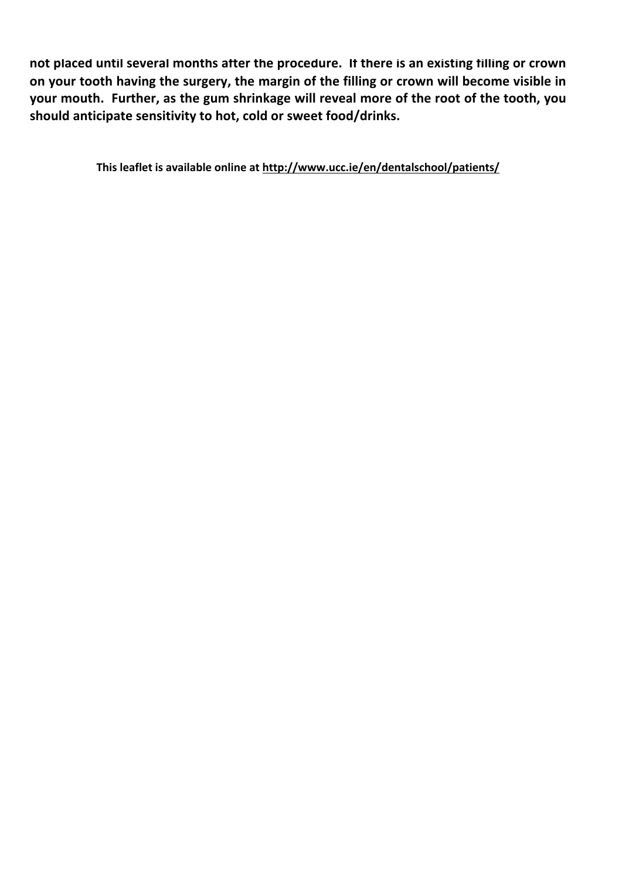**not placed until several months after the procedure. If there is an existing filling or crown on your tooth having the surgery, the margin of the filling or crown will become visible in your mouth. Further, as the gum shrinkage will reveal more of the root of the tooth, you should anticipate sensitivity to hot, cold or sweet food/drinks.**

**This leaflet is available online at http://www.ucc.ie/en/dentalschool/patients/**